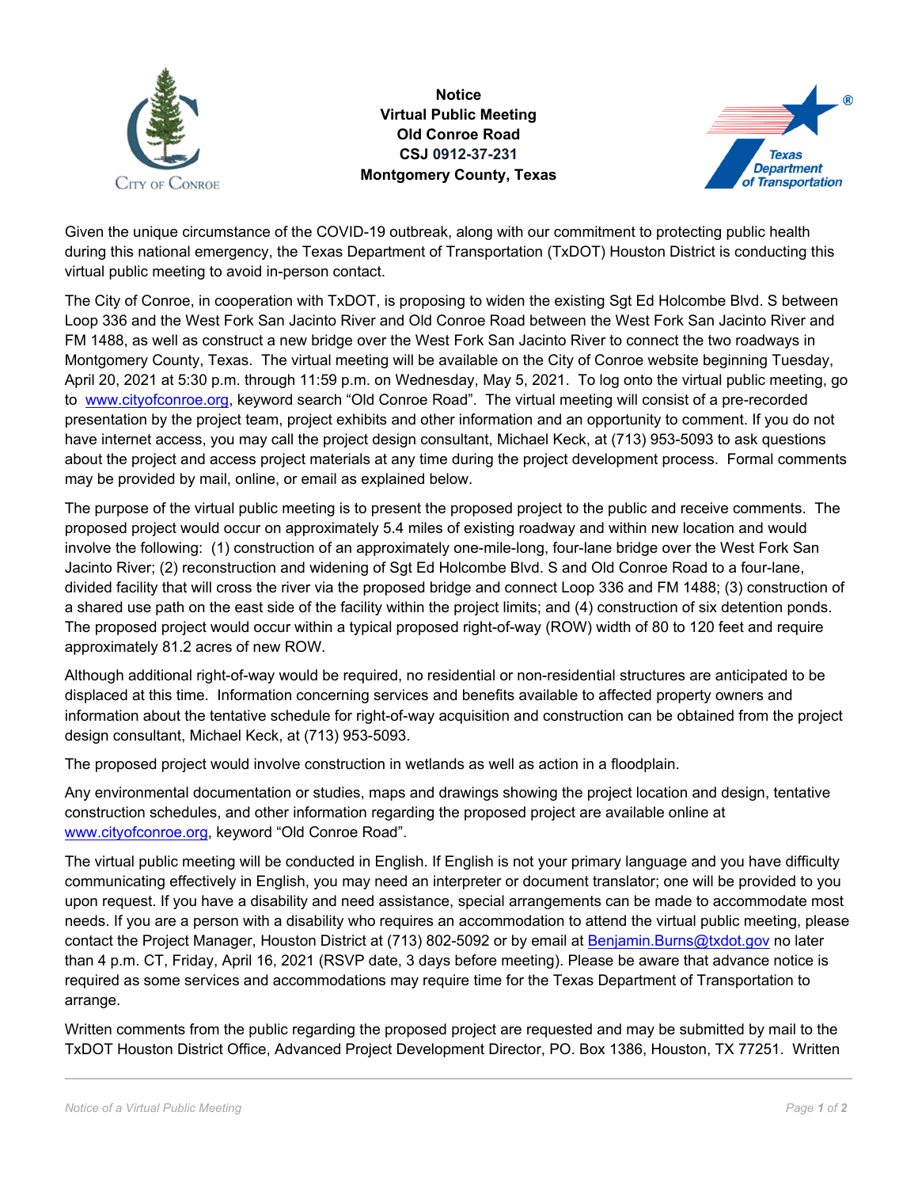**Notice**
**Virtual Public Meeting**
**Old Conroe Road**
**CSJ 0912-37-231**
**Montgomery County, Texas**

Given the unique circumstance of the COVID-19 outbreak, along with our commitment to protecting public health during this national emergency, the Texas Department of Transportation (TxDOT) Houston District is conducting this virtual public meeting to avoid in-person contact.

The City of Conroe, in cooperation with TxDOT, is proposing to widen the existing Sgt Ed Holcombe Blvd. S between Loop 336 and the West Fork San Jacinto River and Old Conroe Road between the West Fork San Jacinto River and FM 1488, as well as construct a new bridge over the West Fork San Jacinto River to connect the two roadways in Montgomery County, Texas. The virtual meeting will be available on the City of Conroe website beginning Tuesday, April 20, 2021 at 5:30 p.m. through 11:59 p.m. on Wednesday, May 5, 2021. To log onto the virtual public meeting, go to www.cityofconroe.org, keyword search "Old Conroe Road". The virtual meeting will consist of a pre-recorded presentation by the project team, project exhibits and other information and an opportunity to comment. If you do not have internet access, you may call the project design consultant, Michael Keck, at (713) 953-5093 to ask questions about the project and access project materials at any time during the project development process. Formal comments may be provided by mail, online, or email as explained below.

The purpose of the virtual public meeting is to present the proposed project to the public and receive comments. The proposed project would occur on approximately 5.4 miles of existing roadway and within new location and would involve the following: (1) construction of an approximately one-mile-long, four-lane bridge over the West Fork San Jacinto River; (2) reconstruction and widening of Sgt Ed Holcombe Blvd. S and Old Conroe Road to a four-lane, divided facility that will cross the river via the proposed bridge and connect Loop 336 and FM 1488; (3) construction of a shared use path on the east side of the facility within the project limits; and (4) construction of six detention ponds. The proposed project would occur within a typical proposed right-of-way (ROW) width of 80 to 120 feet and require approximately 81.2 acres of new ROW.

Although additional right-of-way would be required, no residential or non-residential structures are anticipated to be displaced at this time. Information concerning services and benefits available to affected property owners and information about the tentative schedule for right-of-way acquisition and construction can be obtained from the project design consultant, Michael Keck, at (713) 953-5093.

The proposed project would involve construction in wetlands as well as action in a floodplain.

Any environmental documentation or studies, maps and drawings showing the project location and design, tentative construction schedules, and other information regarding the proposed project are available online at www.cityofconroe.org, keyword "Old Conroe Road".

The virtual public meeting will be conducted in English. If English is not your primary language and you have difficulty communicating effectively in English, you may need an interpreter or document translator; one will be provided to you upon request. If you have a disability and need assistance, special arrangements can be made to accommodate most needs. If you are a person with a disability who requires an accommodation to attend the virtual public meeting, please contact the Project Manager, Houston District at (713) 802-5092 or by email at Benjamin.Burns@txdot.gov no later than 4 p.m. CT, Friday, April 16, 2021 (RSVP date, 3 days before meeting). Please be aware that advance notice is required as some services and accommodations may require time for the Texas Department of Transportation to arrange.

Written comments from the public regarding the proposed project are requested and may be submitted by mail to the TxDOT Houston District Office, Advanced Project Development Director, PO. Box 1386, Houston, TX 77251. Written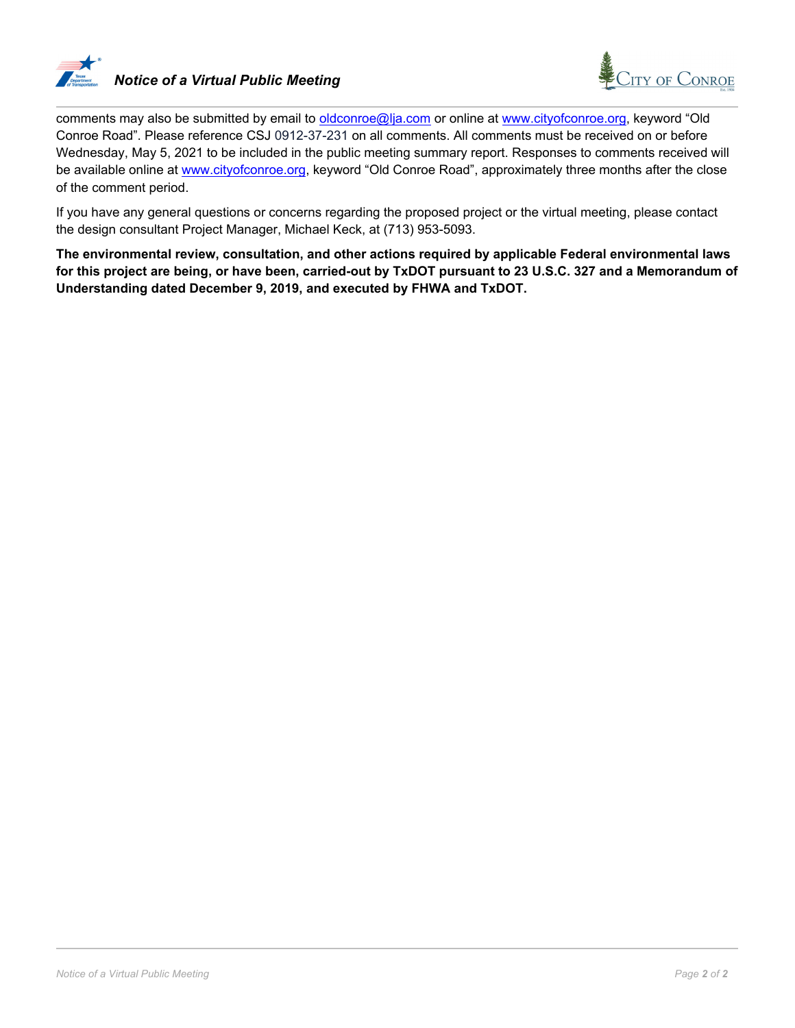comments may also be submitted by email to oldconroe@lja.com or online at www.cityofconroe.org, keyword "Old Conroe Road". Please reference CSJ 0912-37-231 on all comments. All comments must be received on or before Wednesday, May 5, 2021 to be included in the public meeting summary report. Responses to comments received will be available online at www.cityofconroe.org, keyword "Old Conroe Road", approximately three months after the close of the comment period.

If you have any general questions or concerns regarding the proposed project or the virtual meeting, please contact the design consultant Project Manager, Michael Keck, at (713) 953-5093.

**The environmental review, consultation, and other actions required by applicable Federal environmental laws for this project are being, or have been, carried-out by TxDOT pursuant to 23 U.S.C. 327 and a Memorandum of Understanding dated December 9, 2019, and executed by FHWA and TxDOT.**